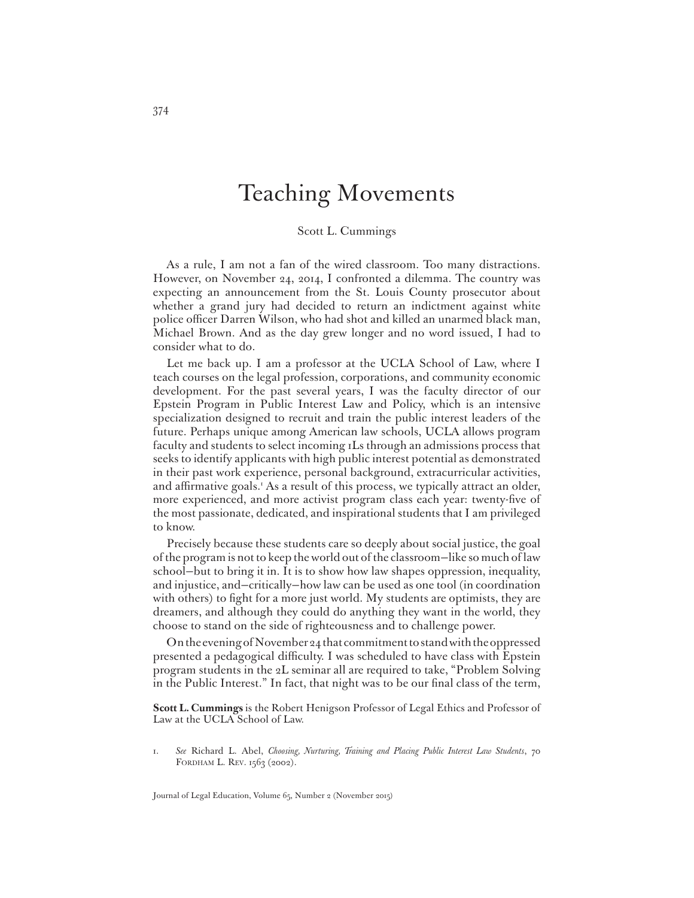# Teaching Movements

Scott L. Cummings

As a rule, I am not a fan of the wired classroom. Too many distractions. However, on November 24, 2014, I confronted a dilemma. The country was expecting an announcement from the St. Louis County prosecutor about whether a grand jury had decided to return an indictment against white police officer Darren Wilson, who had shot and killed an unarmed black man, Michael Brown. And as the day grew longer and no word issued, I had to consider what to do.

Let me back up. I am a professor at the UCLA School of Law, where I teach courses on the legal profession, corporations, and community economic development. For the past several years, I was the faculty director of our Epstein Program in Public Interest Law and Policy, which is an intensive specialization designed to recruit and train the public interest leaders of the future. Perhaps unique among American law schools, UCLA allows program faculty and students to select incoming 1Ls through an admissions process that seeks to identify applicants with high public interest potential as demonstrated in their past work experience, personal background, extracurricular activities, and affirmative goals.[1] As a result of this process, we typically attract an older, more experienced, and more activist program class each year: twenty-five of the most passionate, dedicated, and inspirational students that I am privileged to know.

Precisely because these students care so deeply about social justice, the goal of the program is not to keep the world out of the classroom—like so much of law school—but to bring it in. It is to show how law shapes oppression, inequality, and injustice, and—critically—how law can be used as one tool (in coordination with others) to fight for a more just world. My students are optimists, they are dreamers, and although they could do anything they want in the world, they choose to stand on the side of righteousness and to challenge power.

On the evening of November 24 that commitment to stand with the oppressed presented a pedagogical difficulty. I was scheduled to have class with Epstein program students in the 2L seminar all are required to take, "Problem Solving in the Public Interest." In fact, that night was to be our final class of the term,

**Scott L. Cummings** is the Robert Henigson Professor of Legal Ethics and Professor of Law at the UCLA School of Law.

1. *See* Richard L. Abel, *Choosing, Nurturing, Training and Placing Public Interest Law Students*, 70 Fordham L. Rev. 1563 (2002).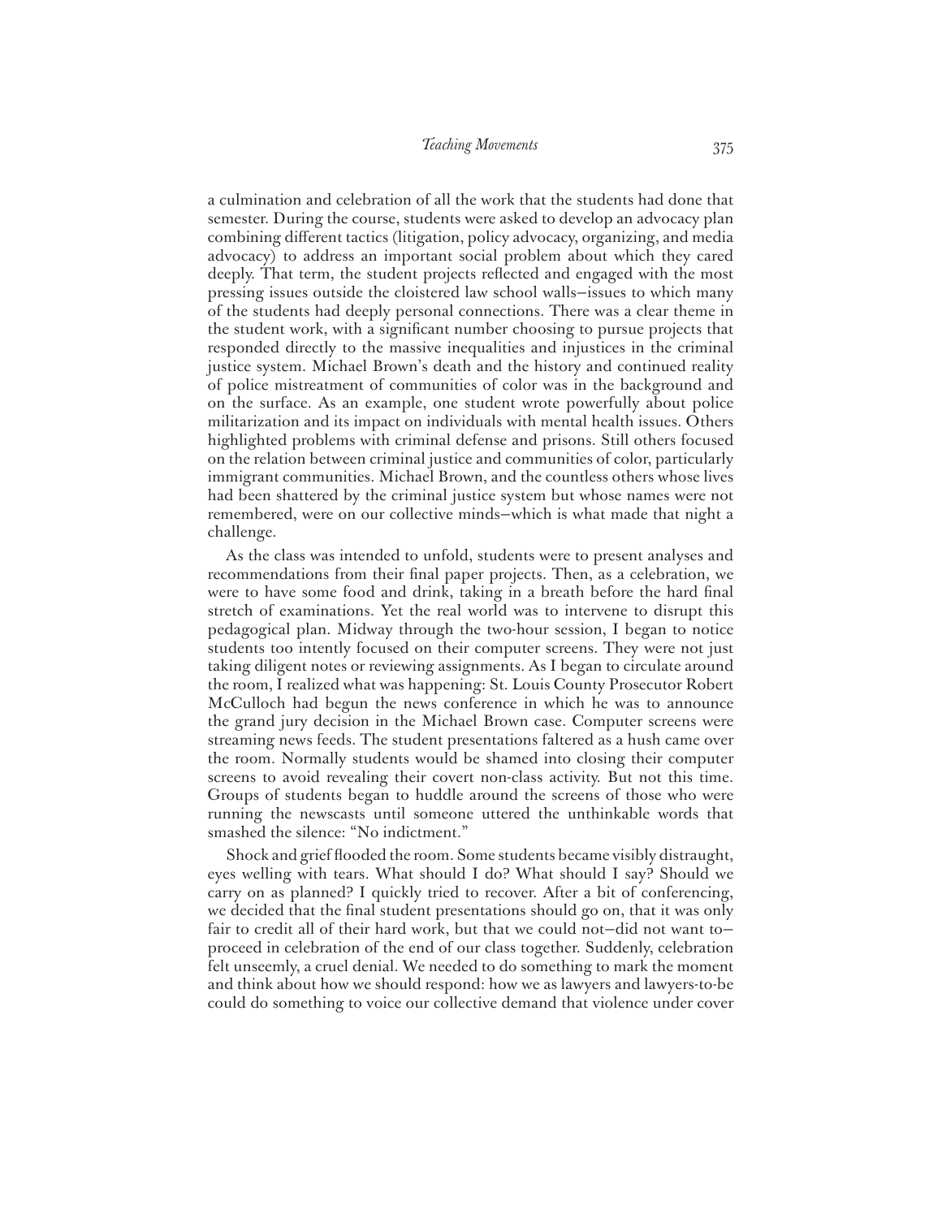a culmination and celebration of all the work that the students had done that semester. During the course, students were asked to develop an advocacy plan combining different tactics (litigation, policy advocacy, organizing, and media advocacy) to address an important social problem about which they cared deeply. That term, the student projects reflected and engaged with the most pressing issues outside the cloistered law school walls—issues to which many of the students had deeply personal connections. There was a clear theme in the student work, with a significant number choosing to pursue projects that responded directly to the massive inequalities and injustices in the criminal justice system. Michael Brown's death and the history and continued reality of police mistreatment of communities of color was in the background and on the surface. As an example, one student wrote powerfully about police militarization and its impact on individuals with mental health issues. Others highlighted problems with criminal defense and prisons. Still others focused on the relation between criminal justice and communities of color, particularly immigrant communities. Michael Brown, and the countless others whose lives had been shattered by the criminal justice system but whose names were not remembered, were on our collective minds—which is what made that night a challenge.

As the class was intended to unfold, students were to present analyses and recommendations from their final paper projects. Then, as a celebration, we were to have some food and drink, taking in a breath before the hard final stretch of examinations. Yet the real world was to intervene to disrupt this pedagogical plan. Midway through the two-hour session, I began to notice students too intently focused on their computer screens. They were not just taking diligent notes or reviewing assignments. As I began to circulate around the room, I realized what was happening: St. Louis County Prosecutor Robert McCulloch had begun the news conference in which he was to announce the grand jury decision in the Michael Brown case. Computer screens were streaming news feeds. The student presentations faltered as a hush came over the room. Normally students would be shamed into closing their computer screens to avoid revealing their covert non-class activity. But not this time. Groups of students began to huddle around the screens of those who were running the newscasts until someone uttered the unthinkable words that smashed the silence: "No indictment."

Shock and grief flooded the room. Some students became visibly distraught, eyes welling with tears. What should I do? What should I say? Should we carry on as planned? I quickly tried to recover. After a bit of conferencing, we decided that the final student presentations should go on, that it was only fair to credit all of their hard work, but that we could not—did not want to—proceed in celebration of the end of our class together. Suddenly, celebration felt unseemly, a cruel denial. We needed to do something to mark the moment and think about how we should respond: how we as lawyers and lawyers-to-be could do something to voice our collective demand that violence under cover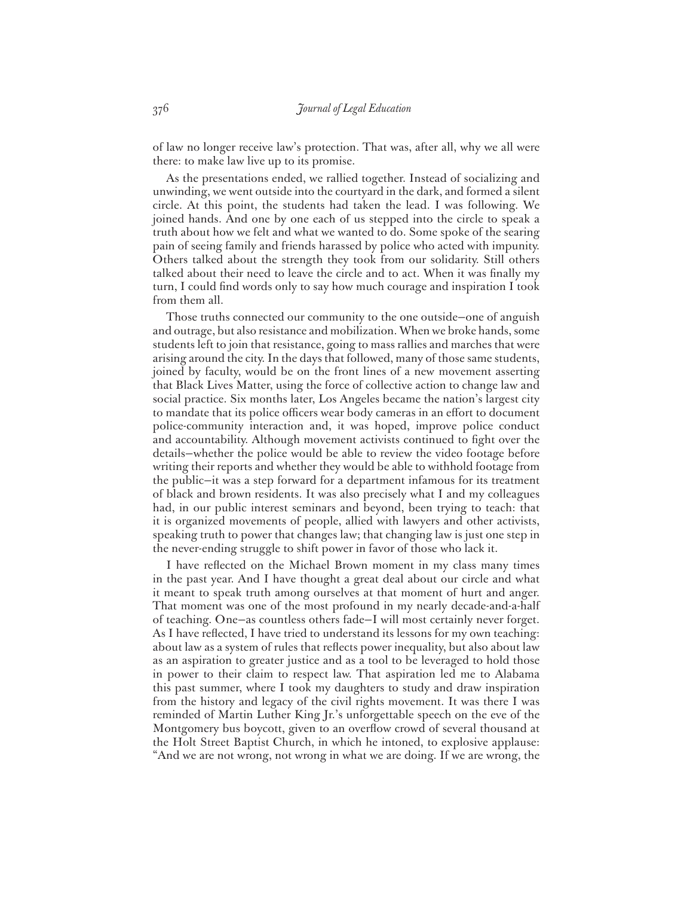of law no longer receive law's protection. That was, after all, why we all were there: to make law live up to its promise.

As the presentations ended, we rallied together. Instead of socializing and unwinding, we went outside into the courtyard in the dark, and formed a silent circle. At this point, the students had taken the lead. I was following. We joined hands. And one by one each of us stepped into the circle to speak a truth about how we felt and what we wanted to do. Some spoke of the searing pain of seeing family and friends harassed by police who acted with impunity. Others talked about the strength they took from our solidarity. Still others talked about their need to leave the circle and to act. When it was finally my turn, I could find words only to say how much courage and inspiration I took from them all.

Those truths connected our community to the one outside—one of anguish and outrage, but also resistance and mobilization. When we broke hands, some students left to join that resistance, going to mass rallies and marches that were arising around the city. In the days that followed, many of those same students, joined by faculty, would be on the front lines of a new movement asserting that Black Lives Matter, using the force of collective action to change law and social practice. Six months later, Los Angeles became the nation's largest city to mandate that its police officers wear body cameras in an effort to document police-community interaction and, it was hoped, improve police conduct and accountability. Although movement activists continued to fight over the details—whether the police would be able to review the video footage before writing their reports and whether they would be able to withhold footage from the public—it was a step forward for a department infamous for its treatment of black and brown residents. It was also precisely what I and my colleagues had, in our public interest seminars and beyond, been trying to teach: that it is organized movements of people, allied with lawyers and other activists, speaking truth to power that changes law; that changing law is just one step in the never-ending struggle to shift power in favor of those who lack it.

I have reflected on the Michael Brown moment in my class many times in the past year. And I have thought a great deal about our circle and what it meant to speak truth among ourselves at that moment of hurt and anger. That moment was one of the most profound in my nearly decade-and-a-half of teaching. One—as countless others fade—I will most certainly never forget. As I have reflected, I have tried to understand its lessons for my own teaching: about law as a system of rules that reflects power inequality, but also about law as an aspiration to greater justice and as a tool to be leveraged to hold those in power to their claim to respect law. That aspiration led me to Alabama this past summer, where I took my daughters to study and draw inspiration from the history and legacy of the civil rights movement. It was there I was reminded of Martin Luther King Jr.'s unforgettable speech on the eve of the Montgomery bus boycott, given to an overflow crowd of several thousand at the Holt Street Baptist Church, in which he intoned, to explosive applause: "And we are not wrong, not wrong in what we are doing. If we are wrong, the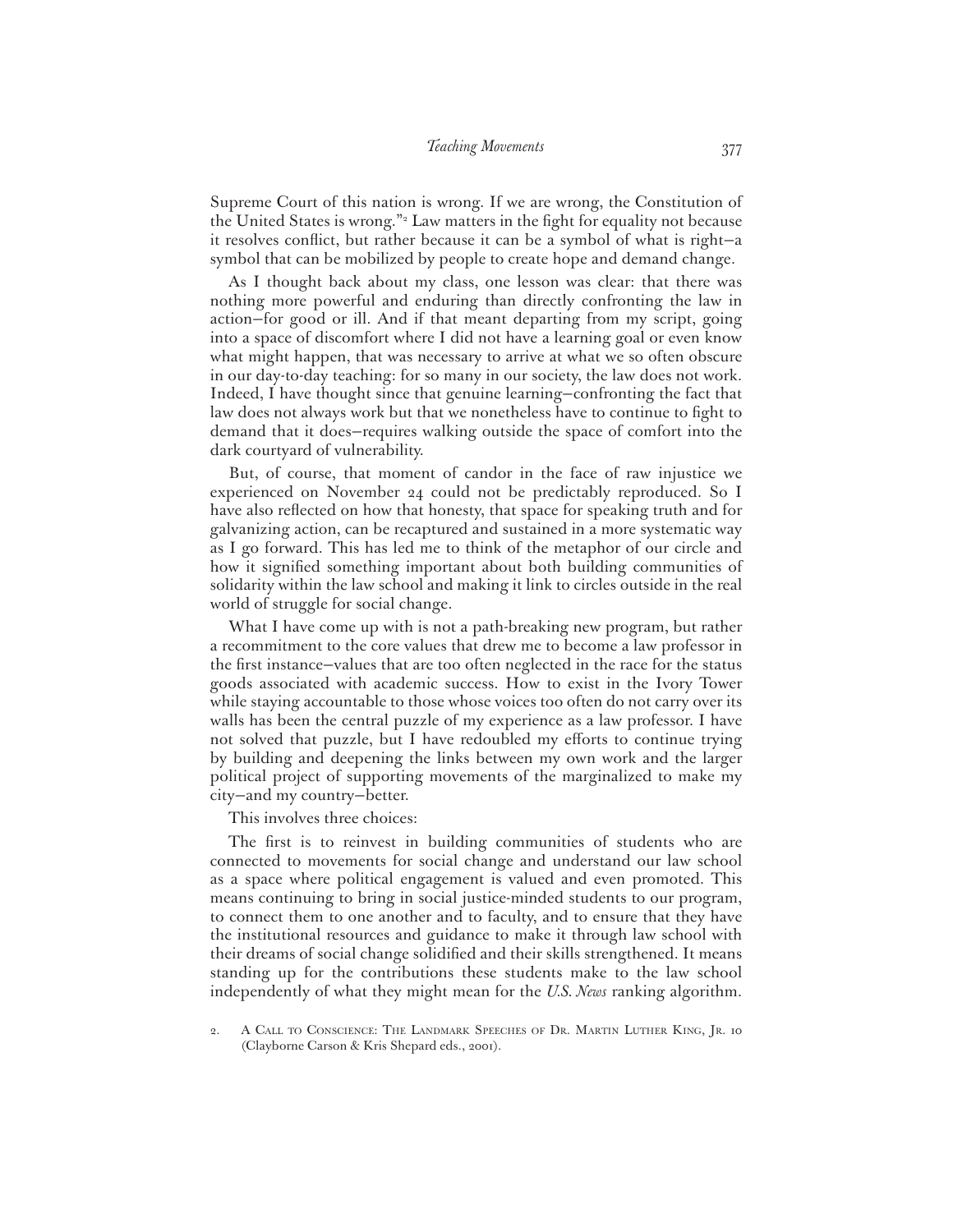Supreme Court of this nation is wrong. If we are wrong, the Constitution of the United States is wrong."[2] Law matters in the fight for equality not because it resolves conflict, but rather because it can be a symbol of what is right—a symbol that can be mobilized by people to create hope and demand change.

As I thought back about my class, one lesson was clear: that there was nothing more powerful and enduring than directly confronting the law in action—for good or ill. And if that meant departing from my script, going into a space of discomfort where I did not have a learning goal or even know what might happen, that was necessary to arrive at what we so often obscure in our day-to-day teaching: for so many in our society, the law does not work. Indeed, I have thought since that genuine learning—confronting the fact that law does not always work but that we nonetheless have to continue to fight to demand that it does—requires walking outside the space of comfort into the dark courtyard of vulnerability.

But, of course, that moment of candor in the face of raw injustice we experienced on November 24 could not be predictably reproduced. So I have also reflected on how that honesty, that space for speaking truth and for galvanizing action, can be recaptured and sustained in a more systematic way as I go forward. This has led me to think of the metaphor of our circle and how it signified something important about both building communities of solidarity within the law school and making it link to circles outside in the real world of struggle for social change.

What I have come up with is not a path-breaking new program, but rather a recommitment to the core values that drew me to become a law professor in the first instance—values that are too often neglected in the race for the status goods associated with academic success. How to exist in the Ivory Tower while staying accountable to those whose voices too often do not carry over its walls has been the central puzzle of my experience as a law professor. I have not solved that puzzle, but I have redoubled my efforts to continue trying by building and deepening the links between my own work and the larger political project of supporting movements of the marginalized to make my city—and my country—better.

This involves three choices:

The first is to reinvest in building communities of students who are connected to movements for social change and understand our law school as a space where political engagement is valued and even promoted. This means continuing to bring in social justice-minded students to our program, to connect them to one another and to faculty, and to ensure that they have the institutional resources and guidance to make it through law school with their dreams of social change solidified and their skills strengthened. It means standing up for the contributions these students make to the law school independently of what they might mean for the *U.S. News* ranking algorithm.

2. A Call to Conscience: The Landmark Speeches of Dr. Martin Luther King, Jr. 10 (Clayborne Carson & Kris Shepard eds., 2001).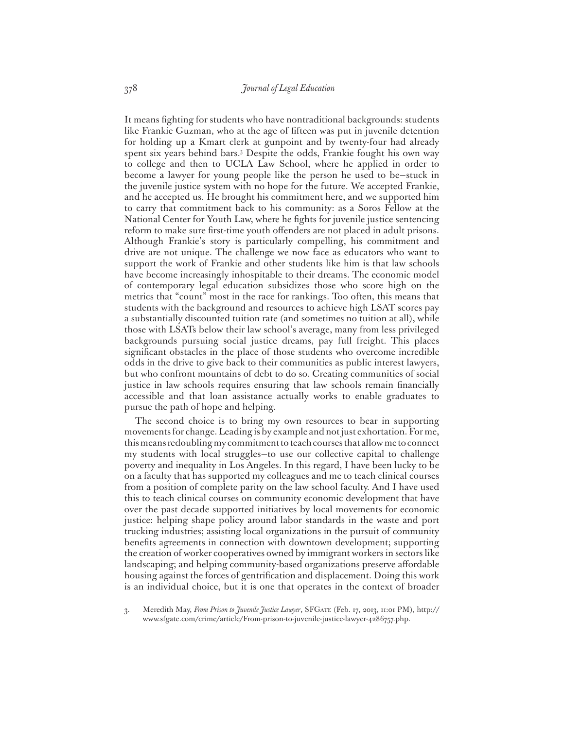It means fighting for students who have nontraditional backgrounds: students like Frankie Guzman, who at the age of fifteen was put in juvenile detention for holding up a Kmart clerk at gunpoint and by twenty-four had already spent six years behind bars.[3] Despite the odds, Frankie fought his own way to college and then to UCLA Law School, where he applied in order to become a lawyer for young people like the person he used to be—stuck in the juvenile justice system with no hope for the future. We accepted Frankie, and he accepted us. He brought his commitment here, and we supported him to carry that commitment back to his community: as a Soros Fellow at the National Center for Youth Law, where he fights for juvenile justice sentencing reform to make sure first-time youth offenders are not placed in adult prisons. Although Frankie's story is particularly compelling, his commitment and drive are not unique. The challenge we now face as educators who want to support the work of Frankie and other students like him is that law schools have become increasingly inhospitable to their dreams. The economic model of contemporary legal education subsidizes those who score high on the metrics that "count" most in the race for rankings. Too often, this means that students with the background and resources to achieve high LSAT scores pay a substantially discounted tuition rate (and sometimes no tuition at all), while those with LSATs below their law school's average, many from less privileged backgrounds pursuing social justice dreams, pay full freight. This places significant obstacles in the place of those students who overcome incredible odds in the drive to give back to their communities as public interest lawyers, but who confront mountains of debt to do so. Creating communities of social justice in law schools requires ensuring that law schools remain financially accessible and that loan assistance actually works to enable graduates to pursue the path of hope and helping.

The second choice is to bring my own resources to bear in supporting movements for change. Leading is by example and not just exhortation. For me, this means redoubling my commitment to teach courses that allow me to connect my students with local struggles—to use our collective capital to challenge poverty and inequality in Los Angeles. In this regard, I have been lucky to be on a faculty that has supported my colleagues and me to teach clinical courses from a position of complete parity on the law school faculty. And I have used this to teach clinical courses on community economic development that have over the past decade supported initiatives by local movements for economic justice: helping shape policy around labor standards in the waste and port trucking industries; assisting local organizations in the pursuit of community benefits agreements in connection with downtown development; supporting the creation of worker cooperatives owned by immigrant workers in sectors like landscaping; and helping community-based organizations preserve affordable housing against the forces of gentrification and displacement. Doing this work is an individual choice, but it is one that operates in the context of broader

3. Meredith May, *From Prison to Juvenile Justice Lawyer*, SFGATE (Feb. 17, 2013, 11:01 PM), http://www.sfgate.com/crime/article/From-prison-to-juvenile-justice-lawyer-4286757.php.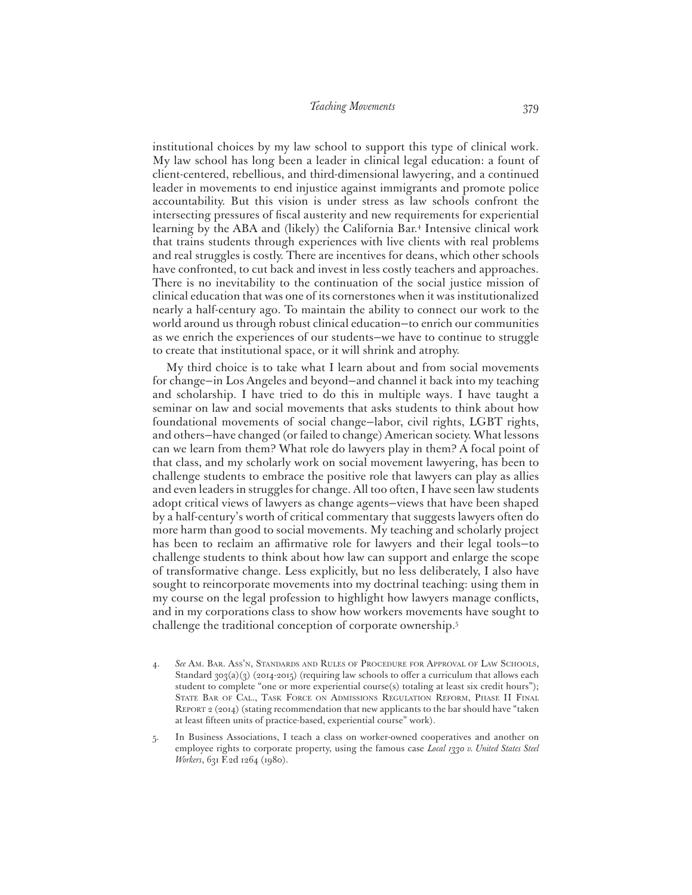institutional choices by my law school to support this type of clinical work. My law school has long been a leader in clinical legal education: a fount of client-centered, rebellious, and third-dimensional lawyering, and a continued leader in movements to end injustice against immigrants and promote police accountability. But this vision is under stress as law schools confront the intersecting pressures of fiscal austerity and new requirements for experiential learning by the ABA and (likely) the California Bar.[4] Intensive clinical work that trains students through experiences with live clients with real problems and real struggles is costly. There are incentives for deans, which other schools have confronted, to cut back and invest in less costly teachers and approaches. There is no inevitability to the continuation of the social justice mission of clinical education that was one of its cornerstones when it was institutionalized nearly a half-century ago. To maintain the ability to connect our work to the world around us through robust clinical education—to enrich our communities as we enrich the experiences of our students—we have to continue to struggle to create that institutional space, or it will shrink and atrophy.

My third choice is to take what I learn about and from social movements for change—in Los Angeles and beyond—and channel it back into my teaching and scholarship. I have tried to do this in multiple ways. I have taught a seminar on law and social movements that asks students to think about how foundational movements of social change—labor, civil rights, LGBT rights, and others—have changed (or failed to change) American society. What lessons can we learn from them? What role do lawyers play in them? A focal point of that class, and my scholarly work on social movement lawyering, has been to challenge students to embrace the positive role that lawyers can play as allies and even leaders in struggles for change. All too often, I have seen law students adopt critical views of lawyers as change agents—views that have been shaped by a half-century's worth of critical commentary that suggests lawyers often do more harm than good to social movements. My teaching and scholarly project has been to reclaim an affirmative role for lawyers and their legal tools—to challenge students to think about how law can support and enlarge the scope of transformative change. Less explicitly, but no less deliberately, I also have sought to reincorporate movements into my doctrinal teaching: using them in my course on the legal profession to highlight how lawyers manage conflicts, and in my corporations class to show how workers movements have sought to challenge the traditional conception of corporate ownership.[5]

4. *See* Am. Bar. Ass'n, Standards and Rules of Procedure for Approval of Law Schools, Standard 303(a)(3) (2014-2015) (requiring law schools to offer a curriculum that allows each student to complete "one or more experiential course(s) totaling at least six credit hours"); State Bar of Cal., Task Force on Admissions Regulation Reform, Phase II Final Report 2 (2014) (stating recommendation that new applicants to the bar should have "taken at least fifteen units of practice-based, experiential course" work).

5. In Business Associations, I teach a class on worker-owned cooperatives and another on employee rights to corporate property, using the famous case *Local 1330 v. United States Steel Workers*, 631 F.2d 1264 (1980).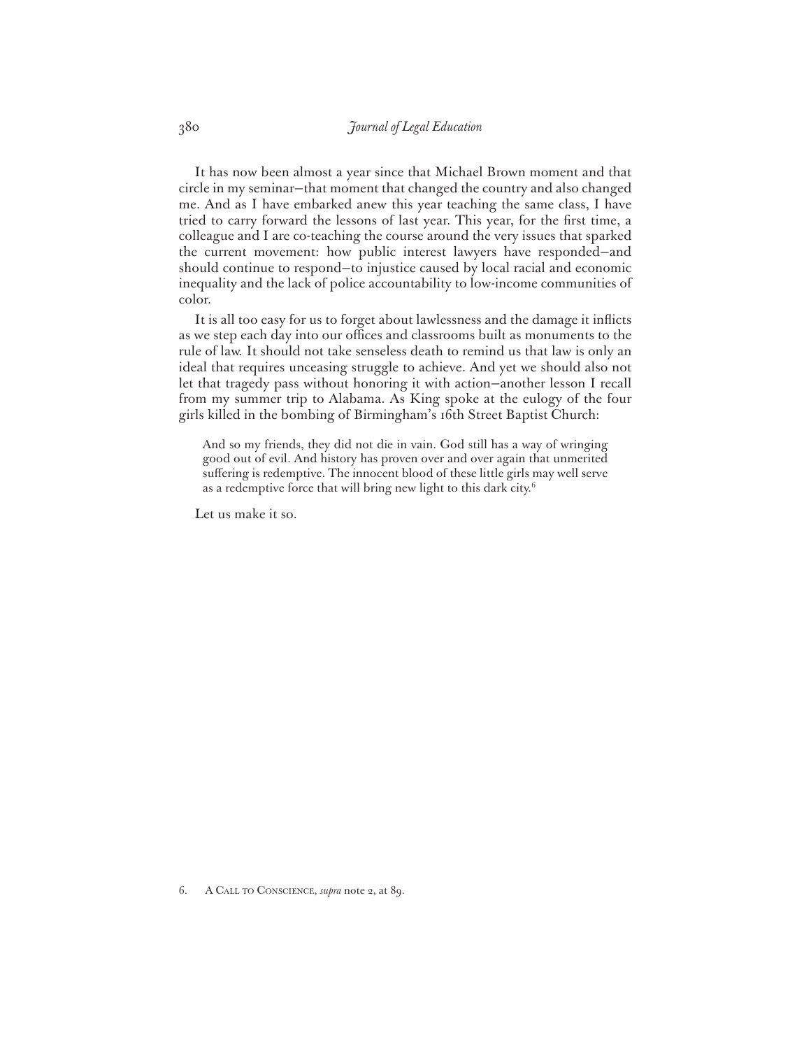It has now been almost a year since that Michael Brown moment and that circle in my seminar—that moment that changed the country and also changed me. And as I have embarked anew this year teaching the same class, I have tried to carry forward the lessons of last year. This year, for the first time, a colleague and I are co-teaching the course around the very issues that sparked the current movement: how public interest lawyers have responded—and should continue to respond—to injustice caused by local racial and economic inequality and the lack of police accountability to low-income communities of color.

It is all too easy for us to forget about lawlessness and the damage it inflicts as we step each day into our offices and classrooms built as monuments to the rule of law. It should not take senseless death to remind us that law is only an ideal that requires unceasing struggle to achieve. And yet we should also not let that tragedy pass without honoring it with action—another lesson I recall from my summer trip to Alabama. As King spoke at the eulogy of the four girls killed in the bombing of Birmingham's 16th Street Baptist Church:

> And so my friends, they did not die in vain. God still has a way of wringing good out of evil. And history has proven over and over again that unmerited suffering is redemptive. The innocent blood of these little girls may well serve as a redemptive force that will bring new light to this dark city.[6]

Let us make it so.

6. A Call to Conscience, *supra* note 2, at 89.